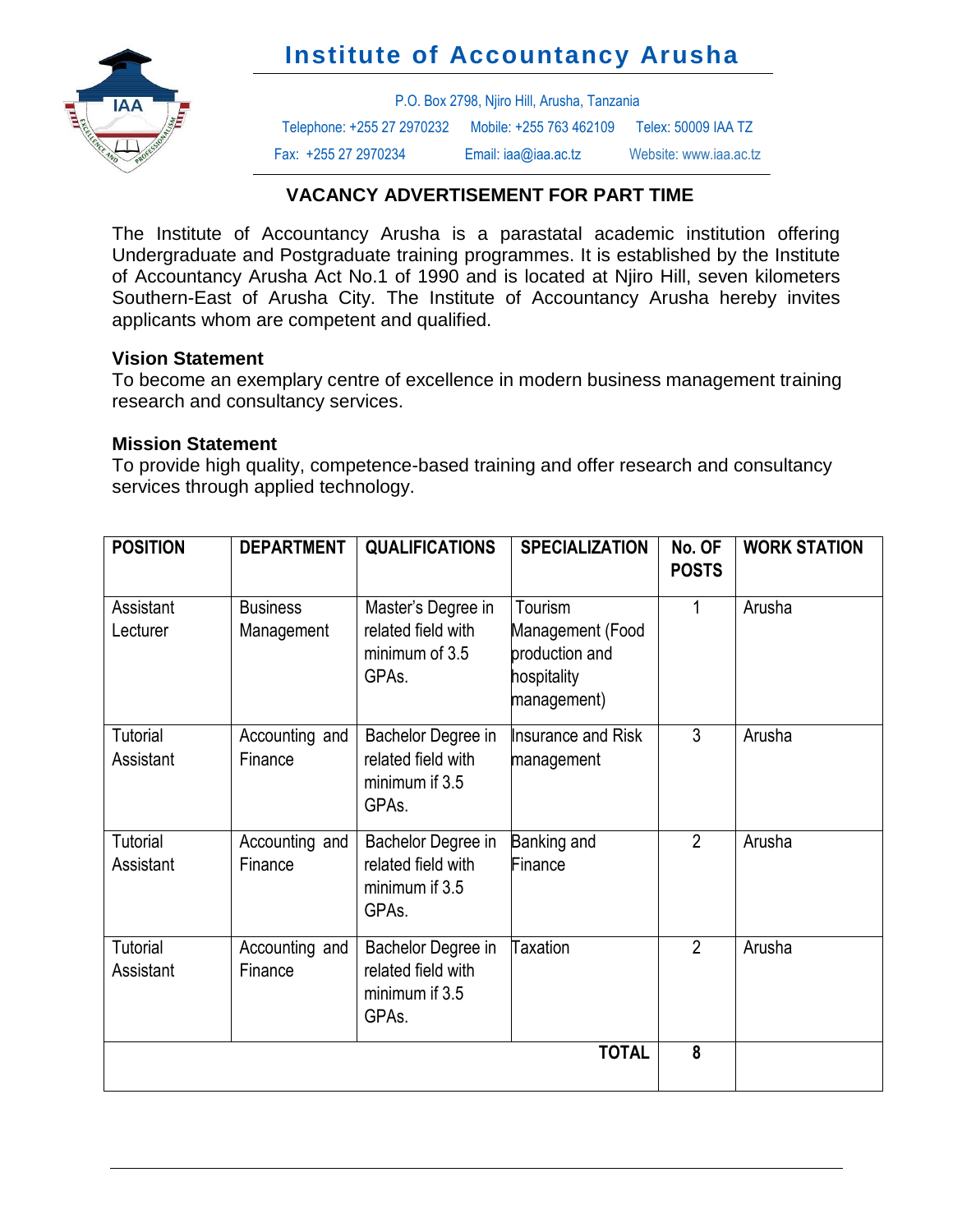# Institute of Accountancy Arusha

P.O. Box 2798, Njiro Hill, Arusha, Tanzania

Telephone: +255 27 2970232 Mobile: +255 763 462109 Telex: 50009 IAA TZ

Fax: +255 27 2970234 Email: iaa@iaa.ac.tz Website: www.iaa.ac.tz

## VACANCY ADVERTISEMENT FOR PART TIME

The Institute of Accountancy Arusha is a parastatal academic institution offering Undergraduate and Postgraduate training programmes. It is established by the Institute of Accountancy Arusha Act No.1 of 1990 and is located at Njiro Hill, seven kilometers Southern-East of Arusha City. The Institute of Accountancy Arusha hereby invites applicants whom are competent and qualified.

**Vision Statement**

To become an exemplary centre of excellence in modern business management training research and consultancy services.

**Mission Statement**

To provide high quality, competence-based training and offer research and consultancy services through applied technology.

| POSITION | DEPARTMENT | QUALIFICATIONS | SPECIALIZATION | No. OF POSTS | WORK STATION |
|---|---|---|---|---|---|
| Assistant Lecturer | Business Management | Master's Degree in related field with minimum of 3.5 GPAs. | Tourism Management (Food production and hospitality management) | 1 | Arusha |
| Tutorial Assistant | Accounting and Finance | Bachelor Degree in related field with minimum if 3.5 GPAs. | Insurance and Risk management | 3 | Arusha |
| Tutorial Assistant | Accounting and Finance | Bachelor Degree in related field with minimum if 3.5 GPAs. | Banking and Finance | 2 | Arusha |
| Tutorial Assistant | Accounting and Finance | Bachelor Degree in related field with minimum if 3.5 GPAs. | Taxation | 2 | Arusha |
| | | | **TOTAL** | **8** | |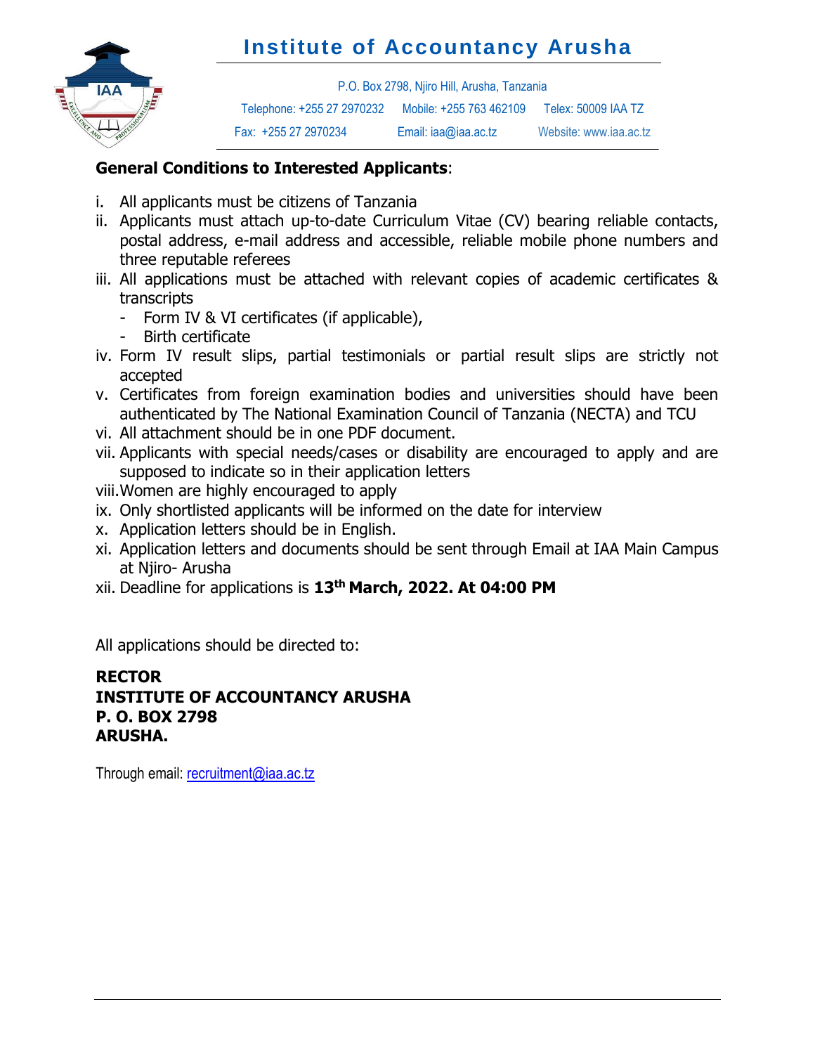# Institute of Accountancy Arusha

P.O. Box 2798, Njiro Hill, Arusha, Tanzania

Telephone: +255 27 2970232 Mobile: +255 763 462109 Telex: 50009 IAA TZ

Fax: +255 27 2970234 Email: iaa@iaa.ac.tz Website: www.iaa.ac.tz

**General Conditions to Interested Applicants**:

i. All applicants must be citizens of Tanzania
ii. Applicants must attach up-to-date Curriculum Vitae (CV) bearing reliable contacts, postal address, e-mail address and accessible, reliable mobile phone numbers and three reputable referees
iii. All applications must be attached with relevant copies of academic certificates & transcripts
   - Form IV & VI certificates (if applicable),
   - Birth certificate
iv. Form IV result slips, partial testimonials or partial result slips are strictly not accepted
v. Certificates from foreign examination bodies and universities should have been authenticated by The National Examination Council of Tanzania (NECTA) and TCU
vi. All attachment should be in one PDF document.
vii. Applicants with special needs/cases or disability are encouraged to apply and are supposed to indicate so in their application letters
viii. Women are highly encouraged to apply
ix. Only shortlisted applicants will be informed on the date for interview
x. Application letters should be in English.
xi. Application letters and documents should be sent through Email at IAA Main Campus at Njiro- Arusha
xii. Deadline for applications is **13th March, 2022. At 04:00 PM**

All applications should be directed to:

**RECTOR**
**INSTITUTE OF ACCOUNTANCY ARUSHA**
**P. O. BOX 2798**
**ARUSHA.**

Through email: recruitment@iaa.ac.tz